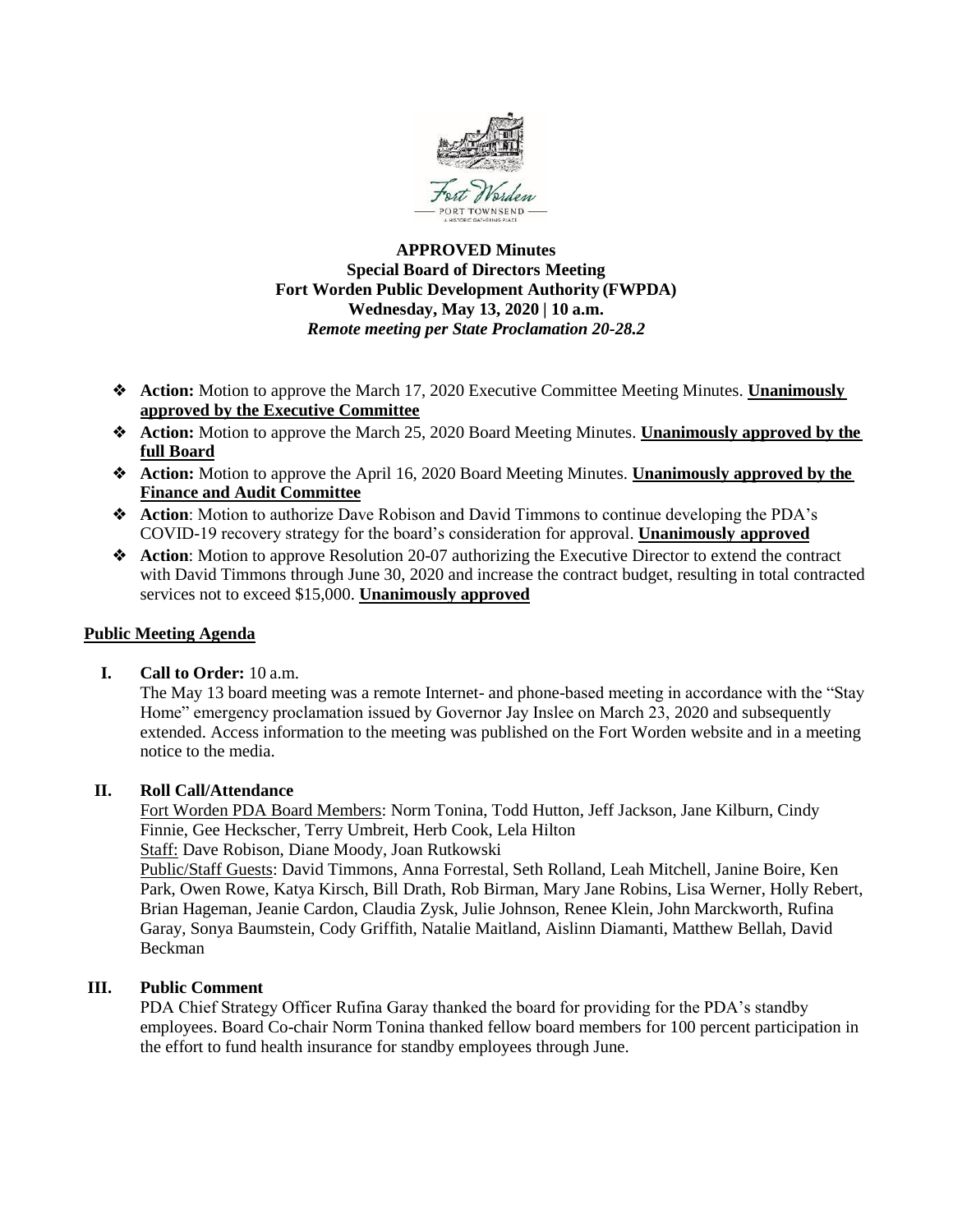**APPROVED Minutes**
**Special Board of Directors Meeting**
**Fort Worden Public Development Authority (FWPDA)**
**Wednesday, May 13, 2020 | 10 a.m.**
***Remote meeting per State Proclamation 20-28.2***

- **Action:** Motion to approve the March 17, 2020 Executive Committee Meeting Minutes. **Unanimously approved by the Executive Committee**
- **Action:** Motion to approve the March 25, 2020 Board Meeting Minutes. **Unanimously approved by the full Board**
- **Action:** Motion to approve the April 16, 2020 Board Meeting Minutes. **Unanimously approved by the Finance and Audit Committee**
- **Action**: Motion to authorize Dave Robison and David Timmons to continue developing the PDA's COVID-19 recovery strategy for the board's consideration for approval. **Unanimously approved**
- **Action**: Motion to approve Resolution 20-07 authorizing the Executive Director to extend the contract with David Timmons through June 30, 2020 and increase the contract budget, resulting in total contracted services not to exceed $15,000. **Unanimously approved**

## Public Meeting Agenda

**I. Call to Order:** 10 a.m.

The May 13 board meeting was a remote Internet- and phone-based meeting in accordance with the "Stay Home" emergency proclamation issued by Governor Jay Inslee on March 23, 2020 and subsequently extended. Access information to the meeting was published on the Fort Worden website and in a meeting notice to the media.

**II. Roll Call/Attendance**

Fort Worden PDA Board Members: Norm Tonina, Todd Hutton, Jeff Jackson, Jane Kilburn, Cindy Finnie, Gee Heckscher, Terry Umbreit, Herb Cook, Lela Hilton

Staff: Dave Robison, Diane Moody, Joan Rutkowski

Public/Staff Guests: David Timmons, Anna Forrestal, Seth Rolland, Leah Mitchell, Janine Boire, Ken Park, Owen Rowe, Katya Kirsch, Bill Drath, Rob Birman, Mary Jane Robins, Lisa Werner, Holly Rebert, Brian Hageman, Jeanie Cardon, Claudia Zysk, Julie Johnson, Renee Klein, John Marckworth, Rufina Garay, Sonya Baumstein, Cody Griffith, Natalie Maitland, Aislinn Diamanti, Matthew Bellah, David Beckman

**III. Public Comment**

PDA Chief Strategy Officer Rufina Garay thanked the board for providing for the PDA's standby employees. Board Co-chair Norm Tonina thanked fellow board members for 100 percent participation in the effort to fund health insurance for standby employees through June.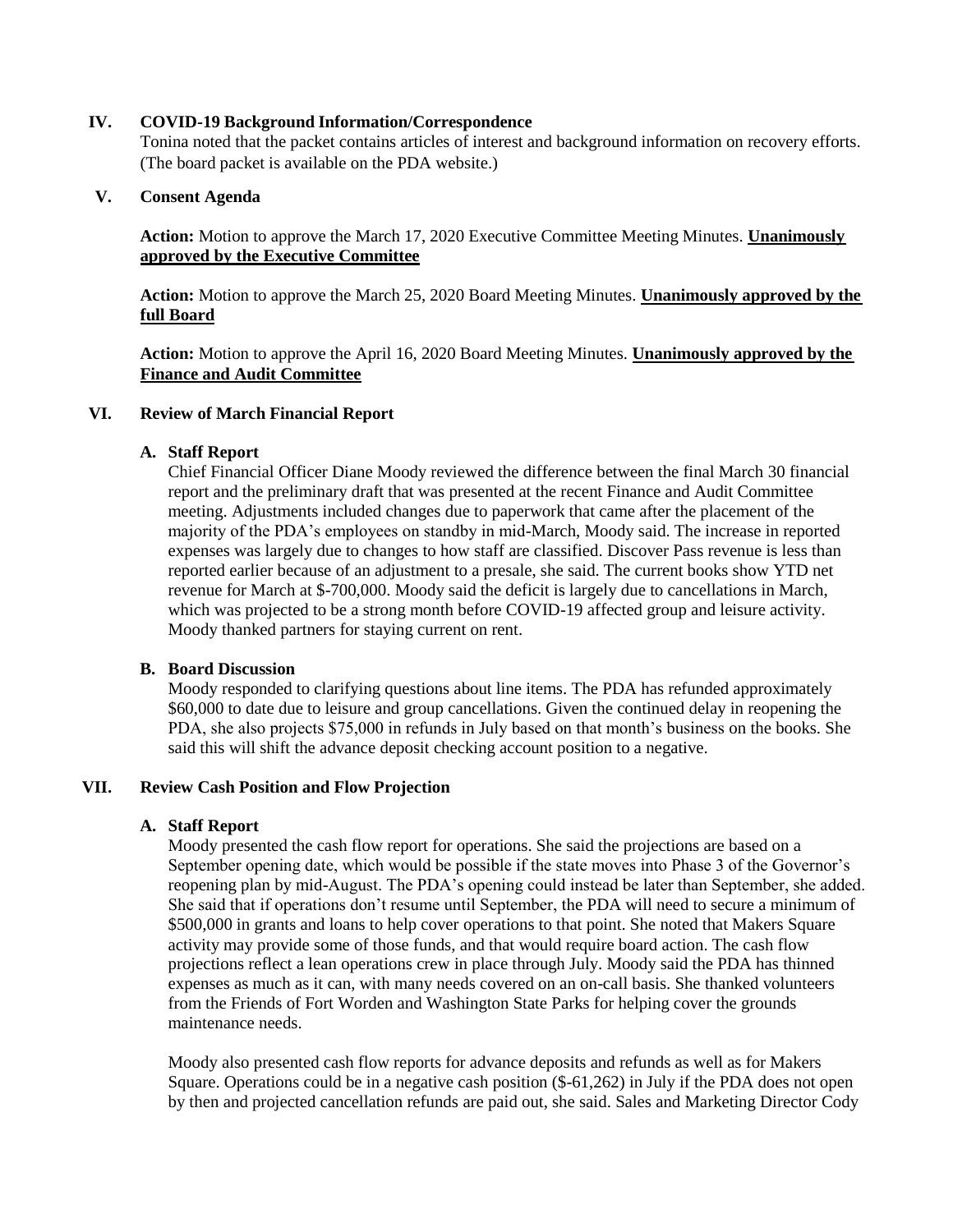## IV. COVID-19 Background Information/Correspondence

Tonina noted that the packet contains articles of interest and background information on recovery efforts. (The board packet is available on the PDA website.)

## V. Consent Agenda

**Action:** Motion to approve the March 17, 2020 Executive Committee Meeting Minutes. **Unanimously approved by the Executive Committee**

**Action:** Motion to approve the March 25, 2020 Board Meeting Minutes. **Unanimously approved by the full Board**

**Action:** Motion to approve the April 16, 2020 Board Meeting Minutes. **Unanimously approved by the Finance and Audit Committee**

## VI. Review of March Financial Report

### A. Staff Report

Chief Financial Officer Diane Moody reviewed the difference between the final March 30 financial report and the preliminary draft that was presented at the recent Finance and Audit Committee meeting. Adjustments included changes due to paperwork that came after the placement of the majority of the PDA's employees on standby in mid-March, Moody said. The increase in reported expenses was largely due to changes to how staff are classified. Discover Pass revenue is less than reported earlier because of an adjustment to a presale, she said. The current books show YTD net revenue for March at $-700,000. Moody said the deficit is largely due to cancellations in March, which was projected to be a strong month before COVID-19 affected group and leisure activity. Moody thanked partners for staying current on rent.

### B. Board Discussion

Moody responded to clarifying questions about line items. The PDA has refunded approximately $60,000 to date due to leisure and group cancellations. Given the continued delay in reopening the PDA, she also projects $75,000 in refunds in July based on that month's business on the books. She said this will shift the advance deposit checking account position to a negative.

## VII. Review Cash Position and Flow Projection

### A. Staff Report

Moody presented the cash flow report for operations. She said the projections are based on a September opening date, which would be possible if the state moves into Phase 3 of the Governor's reopening plan by mid-August. The PDA's opening could instead be later than September, she added. She said that if operations don't resume until September, the PDA will need to secure a minimum of $500,000 in grants and loans to help cover operations to that point. She noted that Makers Square activity may provide some of those funds, and that would require board action. The cash flow projections reflect a lean operations crew in place through July. Moody said the PDA has thinned expenses as much as it can, with many needs covered on an on-call basis. She thanked volunteers from the Friends of Fort Worden and Washington State Parks for helping cover the grounds maintenance needs.

Moody also presented cash flow reports for advance deposits and refunds as well as for Makers Square. Operations could be in a negative cash position ($-61,262) in July if the PDA does not open by then and projected cancellation refunds are paid out, she said. Sales and Marketing Director Cody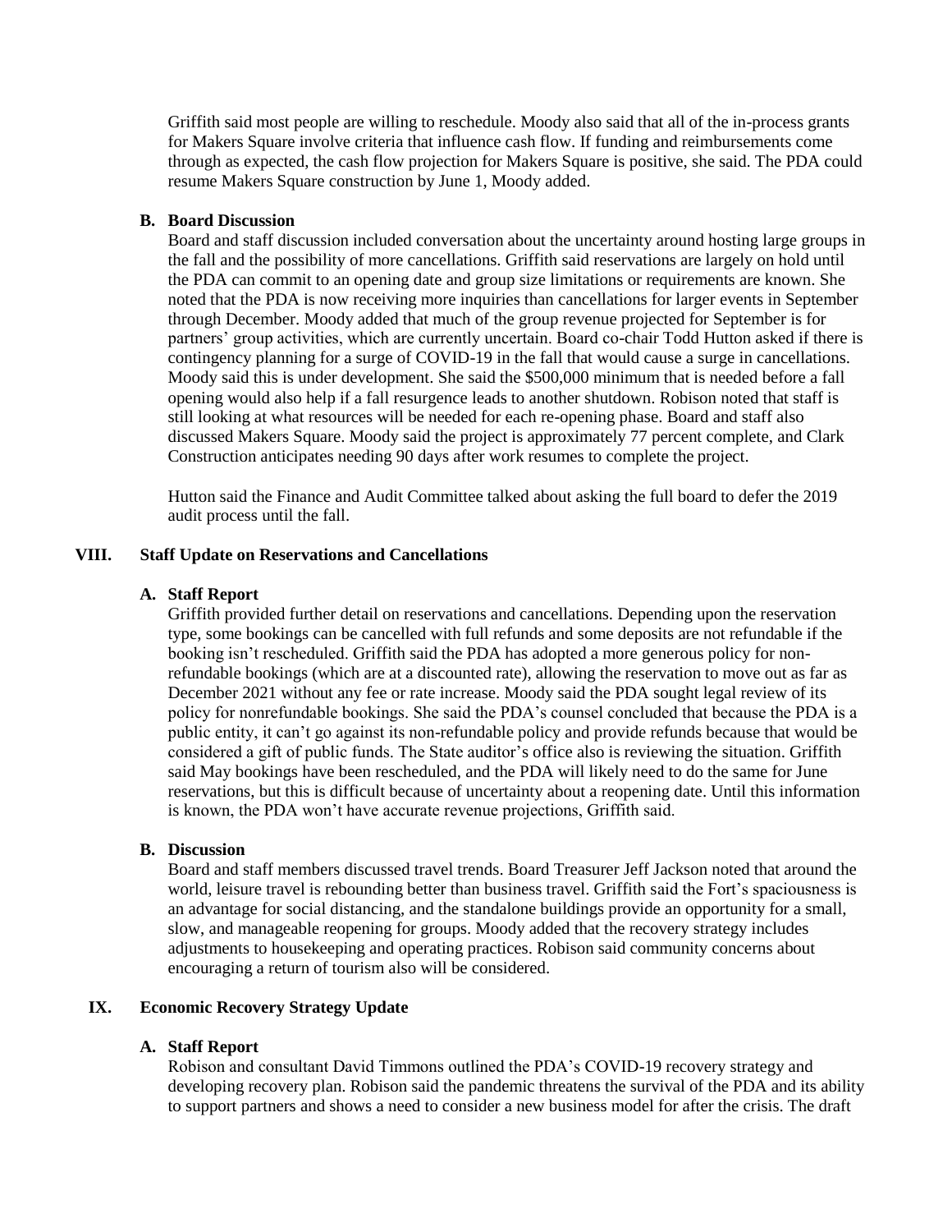Griffith said most people are willing to reschedule. Moody also said that all of the in-process grants for Makers Square involve criteria that influence cash flow. If funding and reimbursements come through as expected, the cash flow projection for Makers Square is positive, she said. The PDA could resume Makers Square construction by June 1, Moody added.

**B. Board Discussion**

Board and staff discussion included conversation about the uncertainty around hosting large groups in the fall and the possibility of more cancellations. Griffith said reservations are largely on hold until the PDA can commit to an opening date and group size limitations or requirements are known. She noted that the PDA is now receiving more inquiries than cancellations for larger events in September through December. Moody added that much of the group revenue projected for September is for partners' group activities, which are currently uncertain. Board co-chair Todd Hutton asked if there is contingency planning for a surge of COVID-19 in the fall that would cause a surge in cancellations. Moody said this is under development. She said the $500,000 minimum that is needed before a fall opening would also help if a fall resurgence leads to another shutdown. Robison noted that staff is still looking at what resources will be needed for each re-opening phase. Board and staff also discussed Makers Square. Moody said the project is approximately 77 percent complete, and Clark Construction anticipates needing 90 days after work resumes to complete the project.

Hutton said the Finance and Audit Committee talked about asking the full board to defer the 2019 audit process until the fall.

## VIII. Staff Update on Reservations and Cancellations

**A. Staff Report**

Griffith provided further detail on reservations and cancellations. Depending upon the reservation type, some bookings can be cancelled with full refunds and some deposits are not refundable if the booking isn't rescheduled. Griffith said the PDA has adopted a more generous policy for non-refundable bookings (which are at a discounted rate), allowing the reservation to move out as far as December 2021 without any fee or rate increase. Moody said the PDA sought legal review of its policy for nonrefundable bookings. She said the PDA's counsel concluded that because the PDA is a public entity, it can't go against its non-refundable policy and provide refunds because that would be considered a gift of public funds. The State auditor's office also is reviewing the situation. Griffith said May bookings have been rescheduled, and the PDA will likely need to do the same for June reservations, but this is difficult because of uncertainty about a reopening date. Until this information is known, the PDA won't have accurate revenue projections, Griffith said.

**B. Discussion**

Board and staff members discussed travel trends. Board Treasurer Jeff Jackson noted that around the world, leisure travel is rebounding better than business travel. Griffith said the Fort's spaciousness is an advantage for social distancing, and the standalone buildings provide an opportunity for a small, slow, and manageable reopening for groups. Moody added that the recovery strategy includes adjustments to housekeeping and operating practices. Robison said community concerns about encouraging a return of tourism also will be considered.

## IX. Economic Recovery Strategy Update

**A. Staff Report**

Robison and consultant David Timmons outlined the PDA's COVID-19 recovery strategy and developing recovery plan. Robison said the pandemic threatens the survival of the PDA and its ability to support partners and shows a need to consider a new business model for after the crisis. The draft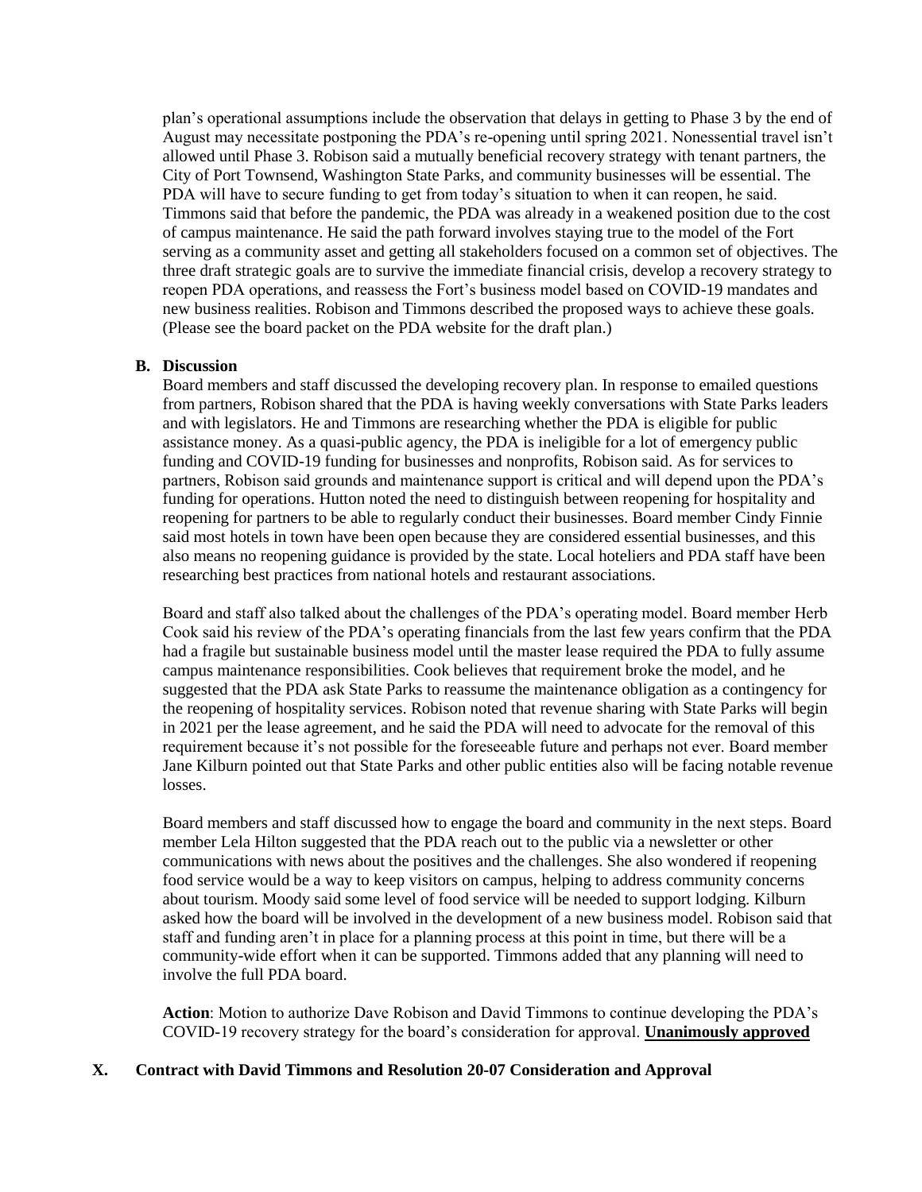plan's operational assumptions include the observation that delays in getting to Phase 3 by the end of August may necessitate postponing the PDA's re-opening until spring 2021. Nonessential travel isn't allowed until Phase 3. Robison said a mutually beneficial recovery strategy with tenant partners, the City of Port Townsend, Washington State Parks, and community businesses will be essential. The PDA will have to secure funding to get from today's situation to when it can reopen, he said. Timmons said that before the pandemic, the PDA was already in a weakened position due to the cost of campus maintenance. He said the path forward involves staying true to the model of the Fort serving as a community asset and getting all stakeholders focused on a common set of objectives. The three draft strategic goals are to survive the immediate financial crisis, develop a recovery strategy to reopen PDA operations, and reassess the Fort's business model based on COVID-19 mandates and new business realities. Robison and Timmons described the proposed ways to achieve these goals. (Please see the board packet on the PDA website for the draft plan.)

**B. Discussion**

Board members and staff discussed the developing recovery plan. In response to emailed questions from partners, Robison shared that the PDA is having weekly conversations with State Parks leaders and with legislators. He and Timmons are researching whether the PDA is eligible for public assistance money. As a quasi-public agency, the PDA is ineligible for a lot of emergency public funding and COVID-19 funding for businesses and nonprofits, Robison said. As for services to partners, Robison said grounds and maintenance support is critical and will depend upon the PDA's funding for operations. Hutton noted the need to distinguish between reopening for hospitality and reopening for partners to be able to regularly conduct their businesses. Board member Cindy Finnie said most hotels in town have been open because they are considered essential businesses, and this also means no reopening guidance is provided by the state. Local hoteliers and PDA staff have been researching best practices from national hotels and restaurant associations.

Board and staff also talked about the challenges of the PDA's operating model. Board member Herb Cook said his review of the PDA's operating financials from the last few years confirm that the PDA had a fragile but sustainable business model until the master lease required the PDA to fully assume campus maintenance responsibilities. Cook believes that requirement broke the model, and he suggested that the PDA ask State Parks to reassume the maintenance obligation as a contingency for the reopening of hospitality services. Robison noted that revenue sharing with State Parks will begin in 2021 per the lease agreement, and he said the PDA will need to advocate for the removal of this requirement because it's not possible for the foreseeable future and perhaps not ever. Board member Jane Kilburn pointed out that State Parks and other public entities also will be facing notable revenue losses.

Board members and staff discussed how to engage the board and community in the next steps. Board member Lela Hilton suggested that the PDA reach out to the public via a newsletter or other communications with news about the positives and the challenges. She also wondered if reopening food service would be a way to keep visitors on campus, helping to address community concerns about tourism. Moody said some level of food service will be needed to support lodging. Kilburn asked how the board will be involved in the development of a new business model. Robison said that staff and funding aren't in place for a planning process at this point in time, but there will be a community-wide effort when it can be supported. Timmons added that any planning will need to involve the full PDA board.

**Action**: Motion to authorize Dave Robison and David Timmons to continue developing the PDA's COVID-19 recovery strategy for the board's consideration for approval. **Unanimously approved**

## X. Contract with David Timmons and Resolution 20-07 Consideration and Approval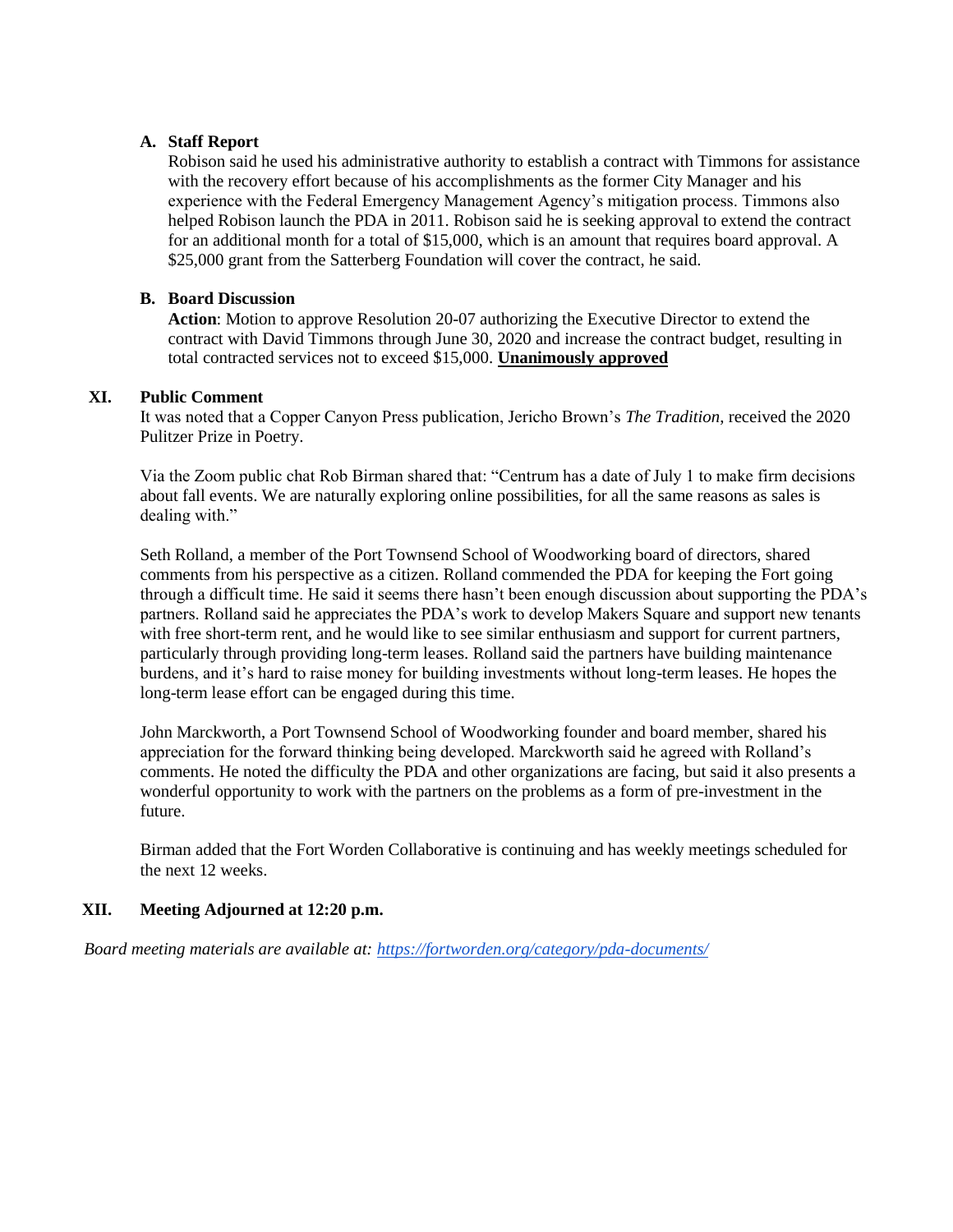### A. Staff Report

Robison said he used his administrative authority to establish a contract with Timmons for assistance with the recovery effort because of his accomplishments as the former City Manager and his experience with the Federal Emergency Management Agency's mitigation process. Timmons also helped Robison launch the PDA in 2011. Robison said he is seeking approval to extend the contract for an additional month for a total of $15,000, which is an amount that requires board approval. A $25,000 grant from the Satterberg Foundation will cover the contract, he said.

### B. Board Discussion

**Action**: Motion to approve Resolution 20-07 authorizing the Executive Director to extend the contract with David Timmons through June 30, 2020 and increase the contract budget, resulting in total contracted services not to exceed $15,000. **Unanimously approved**

## XI. Public Comment

It was noted that a Copper Canyon Press publication, Jericho Brown's *The Tradition*, received the 2020 Pulitzer Prize in Poetry.

Via the Zoom public chat Rob Birman shared that: "Centrum has a date of July 1 to make firm decisions about fall events. We are naturally exploring online possibilities, for all the same reasons as sales is dealing with."

Seth Rolland, a member of the Port Townsend School of Woodworking board of directors, shared comments from his perspective as a citizen. Rolland commended the PDA for keeping the Fort going through a difficult time. He said it seems there hasn't been enough discussion about supporting the PDA's partners. Rolland said he appreciates the PDA's work to develop Makers Square and support new tenants with free short-term rent, and he would like to see similar enthusiasm and support for current partners, particularly through providing long-term leases. Rolland said the partners have building maintenance burdens, and it's hard to raise money for building investments without long-term leases. He hopes the long-term lease effort can be engaged during this time.

John Marckworth, a Port Townsend School of Woodworking founder and board member, shared his appreciation for the forward thinking being developed. Marckworth said he agreed with Rolland's comments. He noted the difficulty the PDA and other organizations are facing, but said it also presents a wonderful opportunity to work with the partners on the problems as a form of pre-investment in the future.

Birman added that the Fort Worden Collaborative is continuing and has weekly meetings scheduled for the next 12 weeks.

## XII. Meeting Adjourned at 12:20 p.m.

*Board meeting materials are available at: https://fortworden.org/category/pda-documents/*